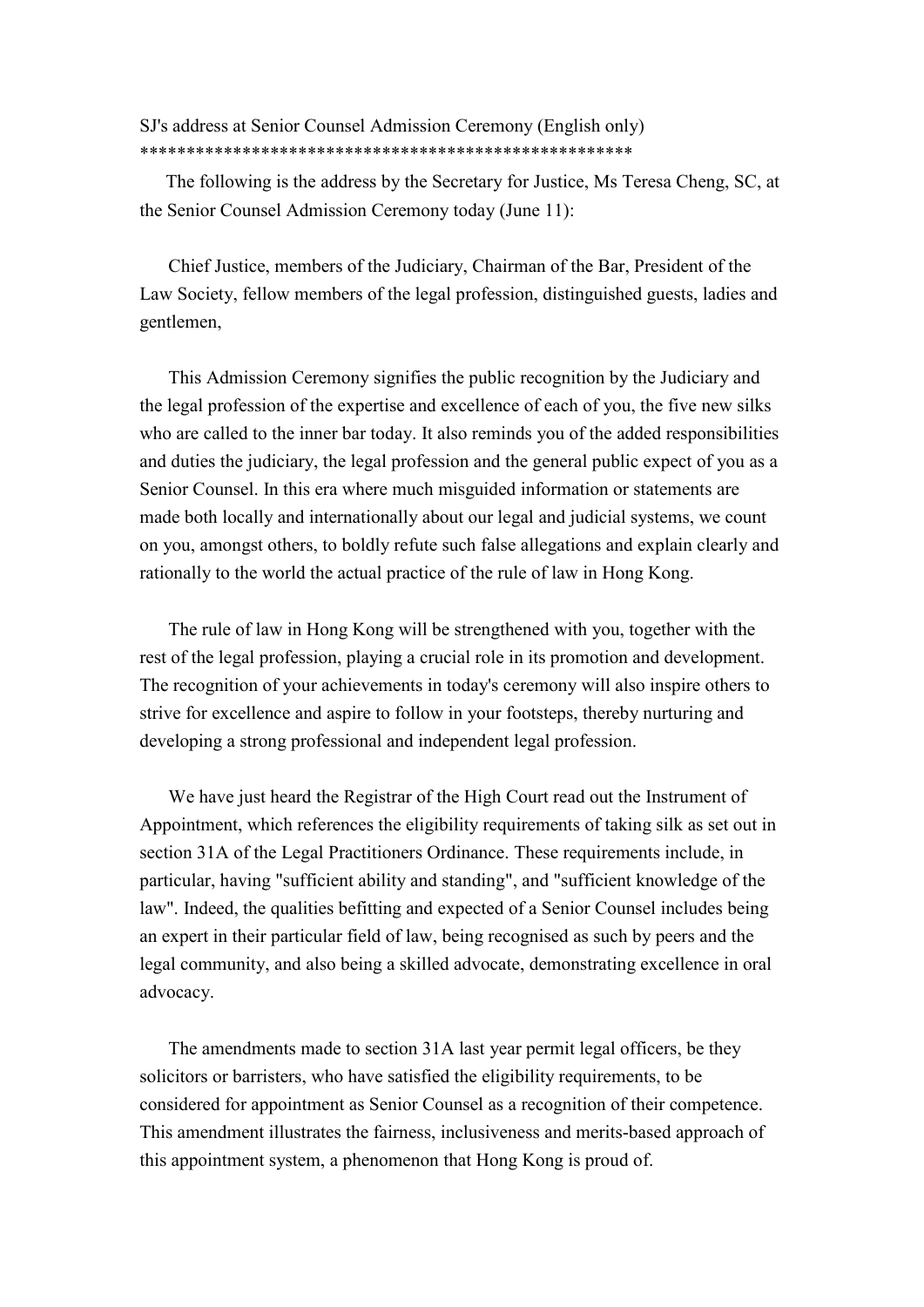# SJ's address at Senior Counsel Admission Ceremony (English only)

*****************************************************

The following is the address by the Secretary for Justice, Ms Teresa Cheng, SC, at the Senior Counsel Admission Ceremony today (June 11):

Chief Justice, members of the Judiciary, Chairman of the Bar, President of the Law Society, fellow members of the legal profession, distinguished guests, ladies and gentlemen,

This Admission Ceremony signifies the public recognition by the Judiciary and the legal profession of the expertise and excellence of each of you, the five new silks who are called to the inner bar today. It also reminds you of the added responsibilities and duties the judiciary, the legal profession and the general public expect of you as a Senior Counsel. In this era where much misguided information or statements are made both locally and internationally about our legal and judicial systems, we count on you, amongst others, to boldly refute such false allegations and explain clearly and rationally to the world the actual practice of the rule of law in Hong Kong.

The rule of law in Hong Kong will be strengthened with you, together with the rest of the legal profession, playing a crucial role in its promotion and development. The recognition of your achievements in today's ceremony will also inspire others to strive for excellence and aspire to follow in your footsteps, thereby nurturing and developing a strong professional and independent legal profession.

We have just heard the Registrar of the High Court read out the Instrument of Appointment, which references the eligibility requirements of taking silk as set out in section 31A of the Legal Practitioners Ordinance. These requirements include, in particular, having "sufficient ability and standing", and "sufficient knowledge of the law". Indeed, the qualities befitting and expected of a Senior Counsel includes being an expert in their particular field of law, being recognised as such by peers and the legal community, and also being a skilled advocate, demonstrating excellence in oral advocacy.

The amendments made to section 31A last year permit legal officers, be they solicitors or barristers, who have satisfied the eligibility requirements, to be considered for appointment as Senior Counsel as a recognition of their competence. This amendment illustrates the fairness, inclusiveness and merits-based approach of this appointment system, a phenomenon that Hong Kong is proud of.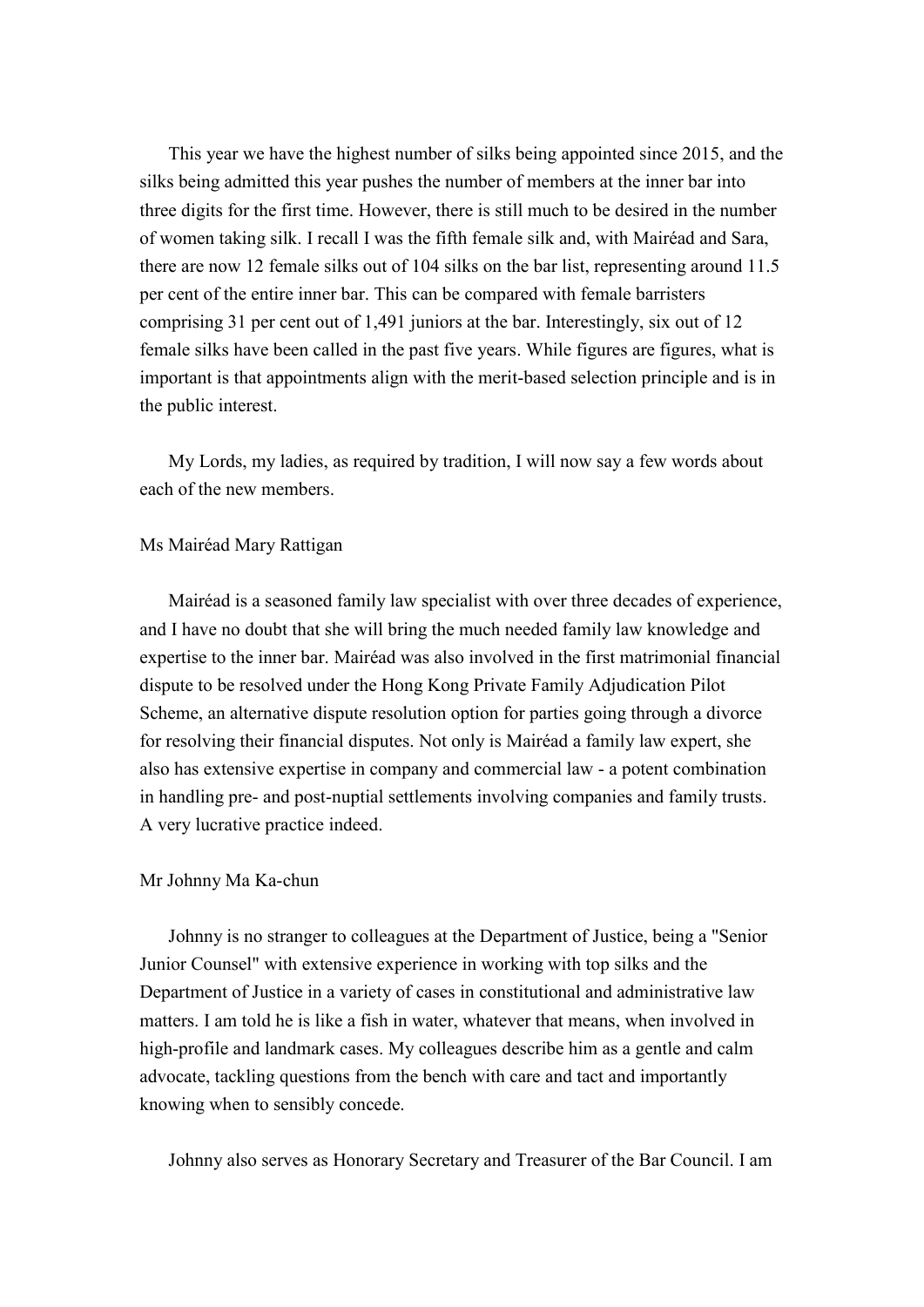This year we have the highest number of silks being appointed since 2015, and the silks being admitted this year pushes the number of members at the inner bar into three digits for the first time. However, there is still much to be desired in the number of women taking silk. I recall I was the fifth female silk and, with Mairéad and Sara, there are now 12 female silks out of 104 silks on the bar list, representing around 11.5 per cent of the entire inner bar. This can be compared with female barristers comprising 31 per cent out of 1,491 juniors at the bar. Interestingly, six out of 12 female silks have been called in the past five years. While figures are figures, what is important is that appointments align with the merit-based selection principle and is in the public interest.

My Lords, my ladies, as required by tradition, I will now say a few words about each of the new members.

Ms Mairéad Mary Rattigan

Mairéad is a seasoned family law specialist with over three decades of experience, and I have no doubt that she will bring the much needed family law knowledge and expertise to the inner bar. Mairéad was also involved in the first matrimonial financial dispute to be resolved under the Hong Kong Private Family Adjudication Pilot Scheme, an alternative dispute resolution option for parties going through a divorce for resolving their financial disputes. Not only is Mairéad a family law expert, she also has extensive expertise in company and commercial law - a potent combination in handling pre- and post-nuptial settlements involving companies and family trusts. A very lucrative practice indeed.

Mr Johnny Ma Ka-chun

Johnny is no stranger to colleagues at the Department of Justice, being a "Senior Junior Counsel" with extensive experience in working with top silks and the Department of Justice in a variety of cases in constitutional and administrative law matters. I am told he is like a fish in water, whatever that means, when involved in high-profile and landmark cases. My colleagues describe him as a gentle and calm advocate, tackling questions from the bench with care and tact and importantly knowing when to sensibly concede.

Johnny also serves as Honorary Secretary and Treasurer of the Bar Council. I am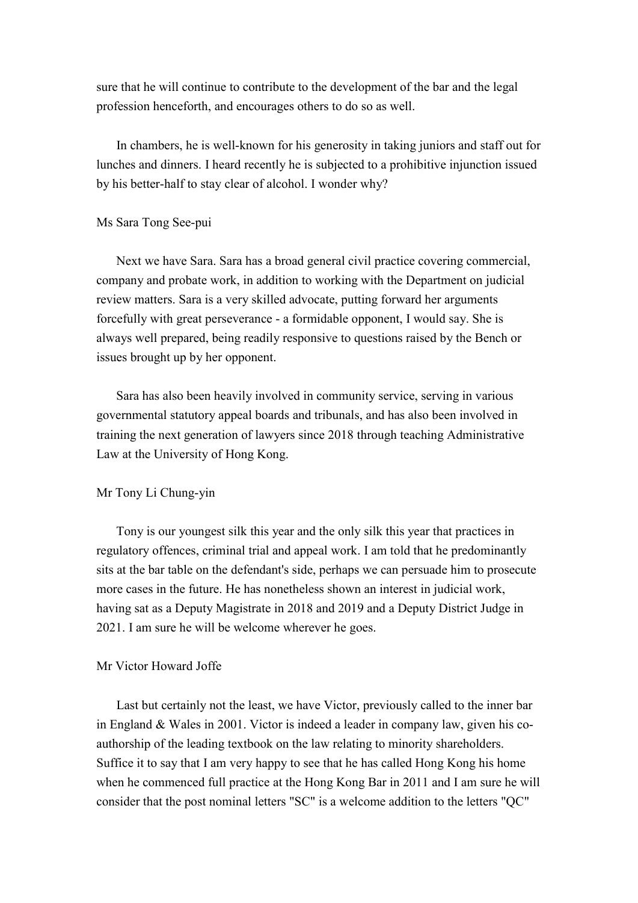sure that he will continue to contribute to the development of the bar and the legal profession henceforth, and encourages others to do so as well.

In chambers, he is well-known for his generosity in taking juniors and staff out for lunches and dinners. I heard recently he is subjected to a prohibitive injunction issued by his better-half to stay clear of alcohol. I wonder why?

Ms Sara Tong See-pui

Next we have Sara. Sara has a broad general civil practice covering commercial, company and probate work, in addition to working with the Department on judicial review matters. Sara is a very skilled advocate, putting forward her arguments forcefully with great perseverance - a formidable opponent, I would say. She is always well prepared, being readily responsive to questions raised by the Bench or issues brought up by her opponent.

Sara has also been heavily involved in community service, serving in various governmental statutory appeal boards and tribunals, and has also been involved in training the next generation of lawyers since 2018 through teaching Administrative Law at the University of Hong Kong.

Mr Tony Li Chung-yin

Tony is our youngest silk this year and the only silk this year that practices in regulatory offences, criminal trial and appeal work. I am told that he predominantly sits at the bar table on the defendant's side, perhaps we can persuade him to prosecute more cases in the future. He has nonetheless shown an interest in judicial work, having sat as a Deputy Magistrate in 2018 and 2019 and a Deputy District Judge in 2021. I am sure he will be welcome wherever he goes.

Mr Victor Howard Joffe

Last but certainly not the least, we have Victor, previously called to the inner bar in England & Wales in 2001. Victor is indeed a leader in company law, given his co-authorship of the leading textbook on the law relating to minority shareholders. Suffice it to say that I am very happy to see that he has called Hong Kong his home when he commenced full practice at the Hong Kong Bar in 2011 and I am sure he will consider that the post nominal letters "SC" is a welcome addition to the letters "QC"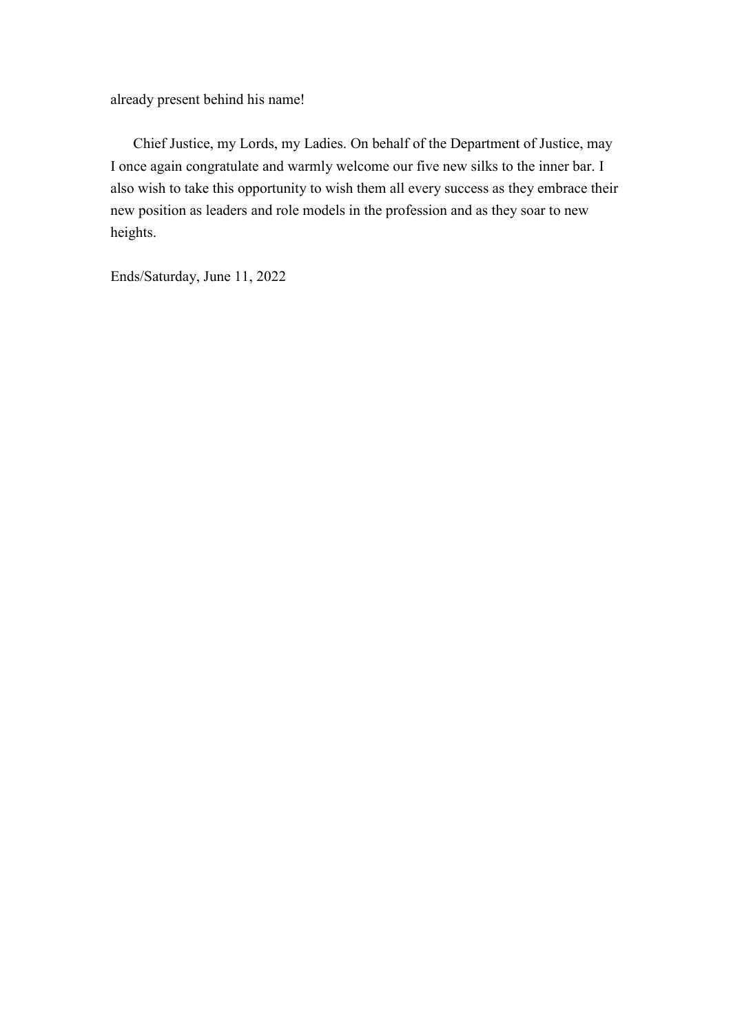already present behind his name!

Chief Justice, my Lords, my Ladies. On behalf of the Department of Justice, may I once again congratulate and warmly welcome our five new silks to the inner bar. I also wish to take this opportunity to wish them all every success as they embrace their new position as leaders and role models in the profession and as they soar to new heights.

Ends/Saturday, June 11, 2022